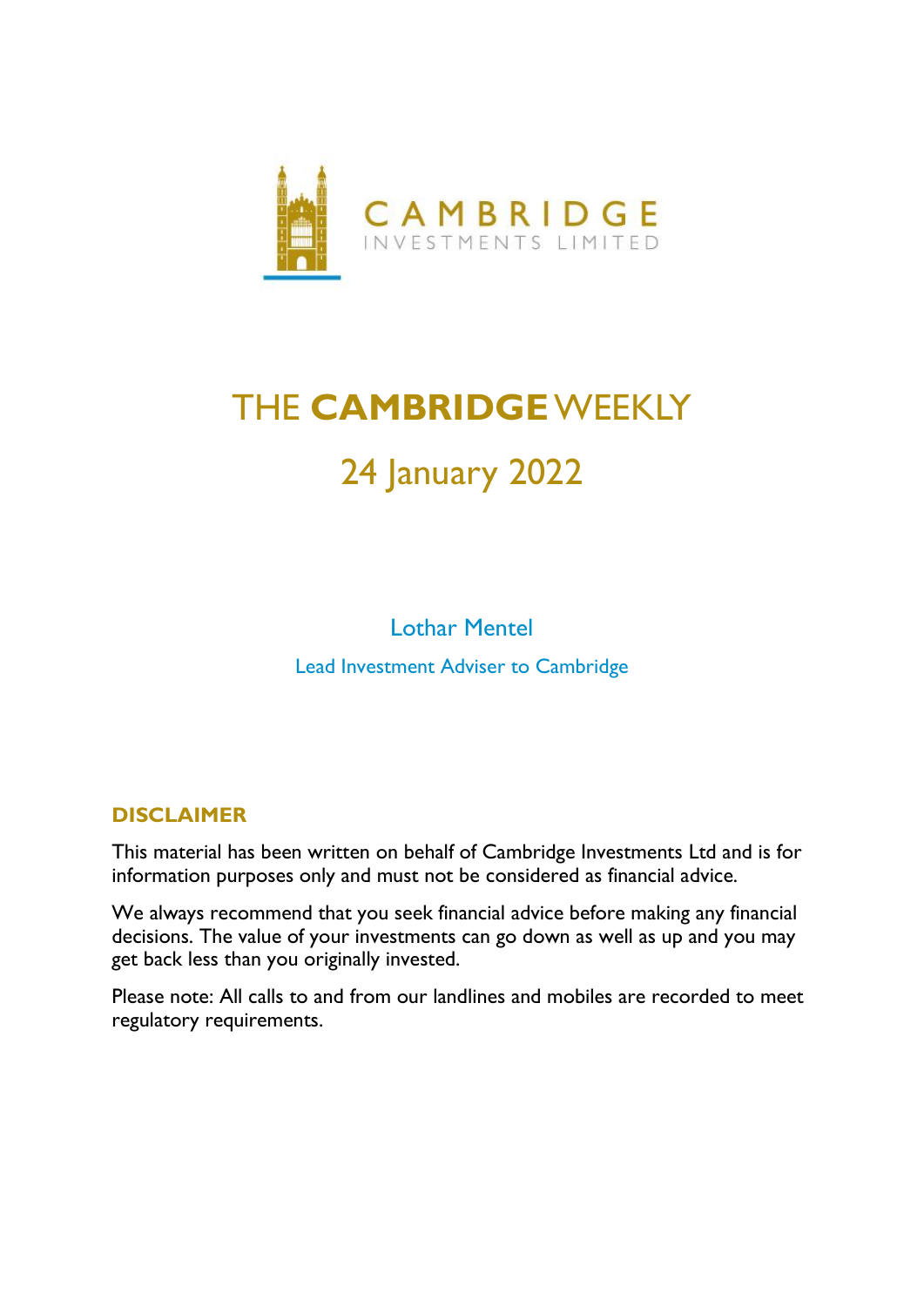CAMBRIDGE
INVESTMENTS LIMITED

# THE **CAMBRIDGE** WEEKLY

## 24 January 2022

Lothar Mentel

Lead Investment Adviser to Cambridge

### DISCLAIMER

This material has been written on behalf of Cambridge Investments Ltd and is for information purposes only and must not be considered as financial advice.

We always recommend that you seek financial advice before making any financial decisions. The value of your investments can go down as well as up and you may get back less than you originally invested.

Please note: All calls to and from our landlines and mobiles are recorded to meet regulatory requirements.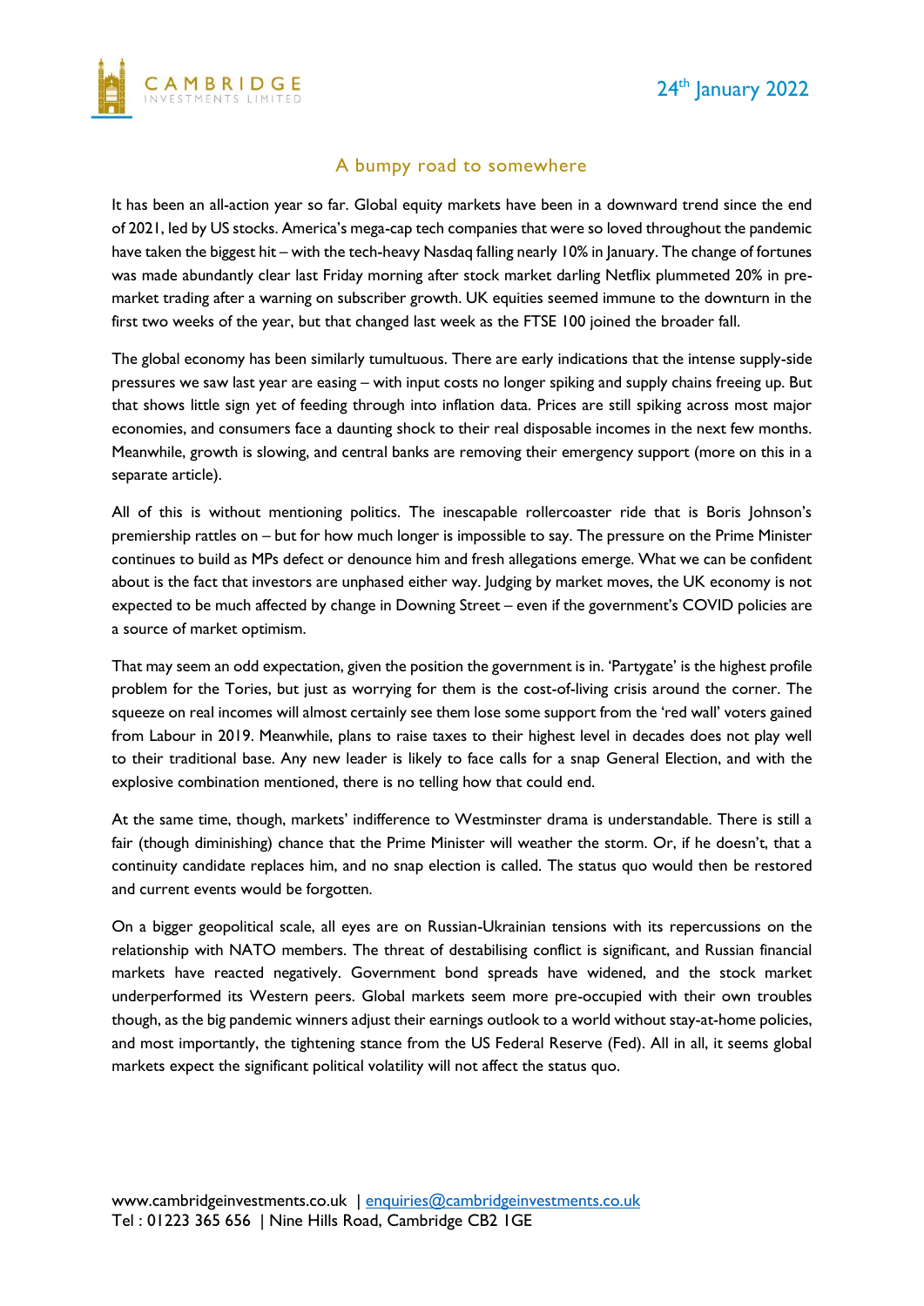24th January 2022

## A bumpy road to somewhere

It has been an all-action year so far. Global equity markets have been in a downward trend since the end of 2021, led by US stocks. America's mega-cap tech companies that were so loved throughout the pandemic have taken the biggest hit – with the tech-heavy Nasdaq falling nearly 10% in January. The change of fortunes was made abundantly clear last Friday morning after stock market darling Netflix plummeted 20% in pre-market trading after a warning on subscriber growth. UK equities seemed immune to the downturn in the first two weeks of the year, but that changed last week as the FTSE 100 joined the broader fall.

The global economy has been similarly tumultuous. There are early indications that the intense supply-side pressures we saw last year are easing – with input costs no longer spiking and supply chains freeing up. But that shows little sign yet of feeding through into inflation data. Prices are still spiking across most major economies, and consumers face a daunting shock to their real disposable incomes in the next few months. Meanwhile, growth is slowing, and central banks are removing their emergency support (more on this in a separate article).

All of this is without mentioning politics. The inescapable rollercoaster ride that is Boris Johnson's premiership rattles on – but for how much longer is impossible to say. The pressure on the Prime Minister continues to build as MPs defect or denounce him and fresh allegations emerge. What we can be confident about is the fact that investors are unphased either way. Judging by market moves, the UK economy is not expected to be much affected by change in Downing Street – even if the government's COVID policies are a source of market optimism.

That may seem an odd expectation, given the position the government is in. 'Partygate' is the highest profile problem for the Tories, but just as worrying for them is the cost-of-living crisis around the corner. The squeeze on real incomes will almost certainly see them lose some support from the 'red wall' voters gained from Labour in 2019. Meanwhile, plans to raise taxes to their highest level in decades does not play well to their traditional base. Any new leader is likely to face calls for a snap General Election, and with the explosive combination mentioned, there is no telling how that could end.

At the same time, though, markets' indifference to Westminster drama is understandable. There is still a fair (though diminishing) chance that the Prime Minister will weather the storm. Or, if he doesn't, that a continuity candidate replaces him, and no snap election is called. The status quo would then be restored and current events would be forgotten.

On a bigger geopolitical scale, all eyes are on Russian-Ukrainian tensions with its repercussions on the relationship with NATO members. The threat of destabilising conflict is significant, and Russian financial markets have reacted negatively. Government bond spreads have widened, and the stock market underperformed its Western peers. Global markets seem more pre-occupied with their own troubles though, as the big pandemic winners adjust their earnings outlook to a world without stay-at-home policies, and most importantly, the tightening stance from the US Federal Reserve (Fed). All in all, it seems global markets expect the significant political volatility will not affect the status quo.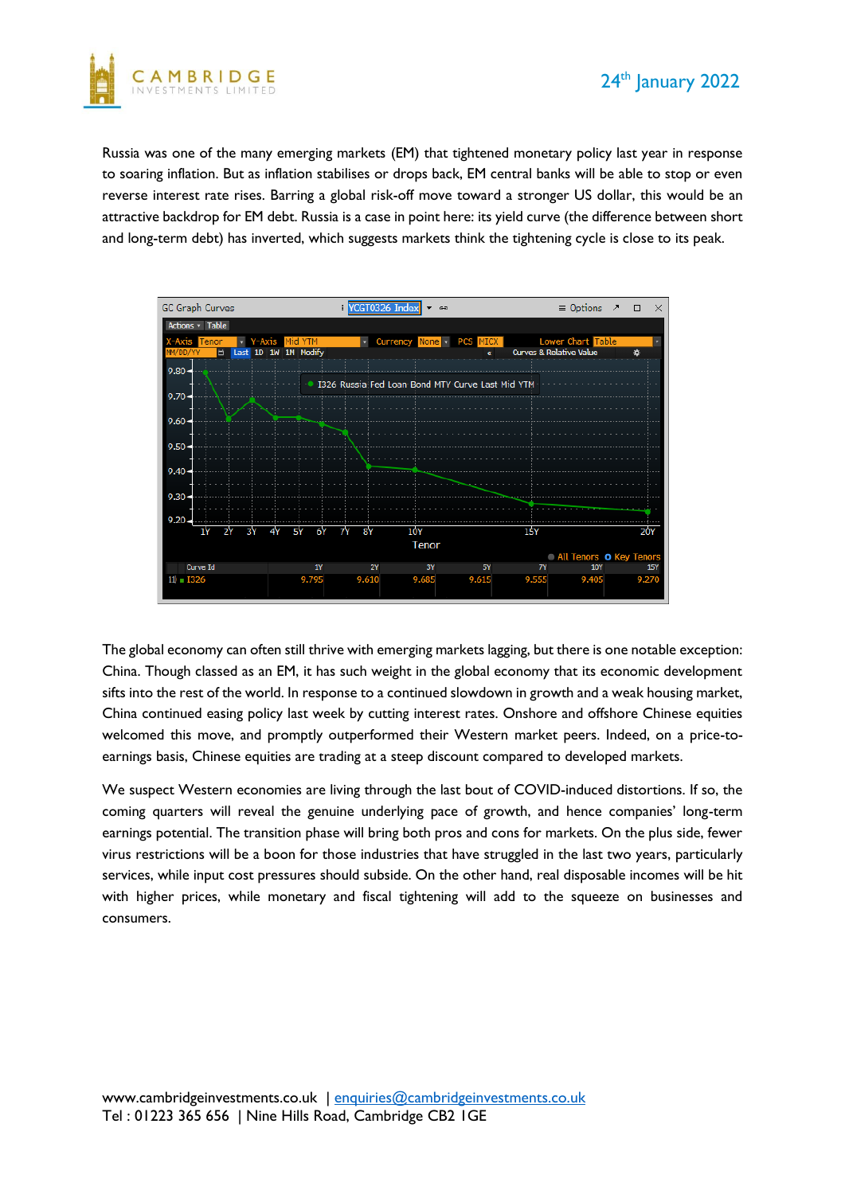Russia was one of the many emerging markets (EM) that tightened monetary policy last year in response to soaring inflation. But as inflation stabilises or drops back, EM central banks will be able to stop or even reverse interest rate rises. Barring a global risk-off move toward a stronger US dollar, this would be an attractive backdrop for EM debt. Russia is a case in point here: its yield curve (the difference between short and long-term debt) has inverted, which suggests markets think the tightening cycle is close to its peak.

| Curve Id | 1Y | 2Y | 3Y | 5Y | 7Y | 10Y | 15Y |
|---|---|---|---|---|---|---|---|
| I326 | 9.795 | 9.610 | 9.685 | 9.615 | 9.555 | 9.405 | 9.270 |

The global economy can often still thrive with emerging markets lagging, but there is one notable exception: China. Though classed as an EM, it has such weight in the global economy that its economic development sifts into the rest of the world. In response to a continued slowdown in growth and a weak housing market, China continued easing policy last week by cutting interest rates. Onshore and offshore Chinese equities welcomed this move, and promptly outperformed their Western market peers. Indeed, on a price-to-earnings basis, Chinese equities are trading at a steep discount compared to developed markets.

We suspect Western economies are living through the last bout of COVID-induced distortions. If so, the coming quarters will reveal the genuine underlying pace of growth, and hence companies' long-term earnings potential. The transition phase will bring both pros and cons for markets. On the plus side, fewer virus restrictions will be a boon for those industries that have struggled in the last two years, particularly services, while input cost pressures should subside. On the other hand, real disposable incomes will be hit with higher prices, while monetary and fiscal tightening will add to the squeeze on businesses and consumers.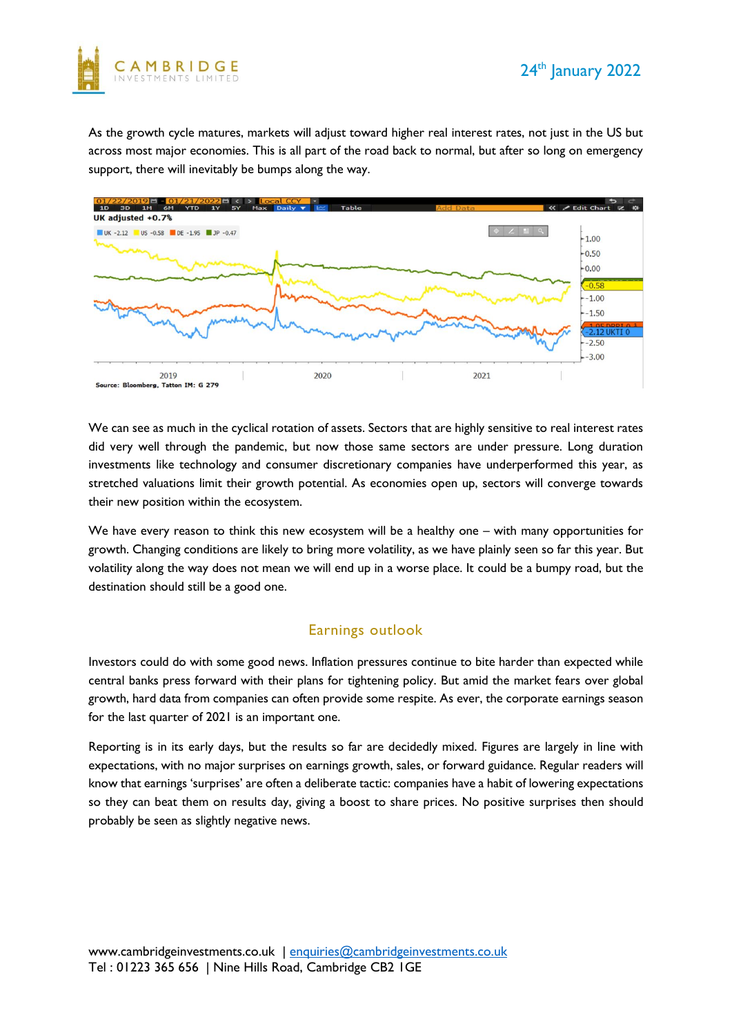As the growth cycle matures, markets will adjust toward higher real interest rates, not just in the US but across most major economies. This is all part of the road back to normal, but after so long on emergency support, there will inevitably be bumps along the way.

We can see as much in the cyclical rotation of assets. Sectors that are highly sensitive to real interest rates did very well through the pandemic, but now those same sectors are under pressure. Long duration investments like technology and consumer discretionary companies have underperformed this year, as stretched valuations limit their growth potential. As economies open up, sectors will converge towards their new position within the ecosystem.

We have every reason to think this new ecosystem will be a healthy one – with many opportunities for growth. Changing conditions are likely to bring more volatility, as we have plainly seen so far this year. But volatility along the way does not mean we will end up in a worse place. It could be a bumpy road, but the destination should still be a good one.

## Earnings outlook

Investors could do with some good news. Inflation pressures continue to bite harder than expected while central banks press forward with their plans for tightening policy. But amid the market fears over global growth, hard data from companies can often provide some respite. As ever, the corporate earnings season for the last quarter of 2021 is an important one.

Reporting is in its early days, but the results so far are decidedly mixed. Figures are largely in line with expectations, with no major surprises on earnings growth, sales, or forward guidance. Regular readers will know that earnings 'surprises' are often a deliberate tactic: companies have a habit of lowering expectations so they can beat them on results day, giving a boost to share prices. No positive surprises then should probably be seen as slightly negative news.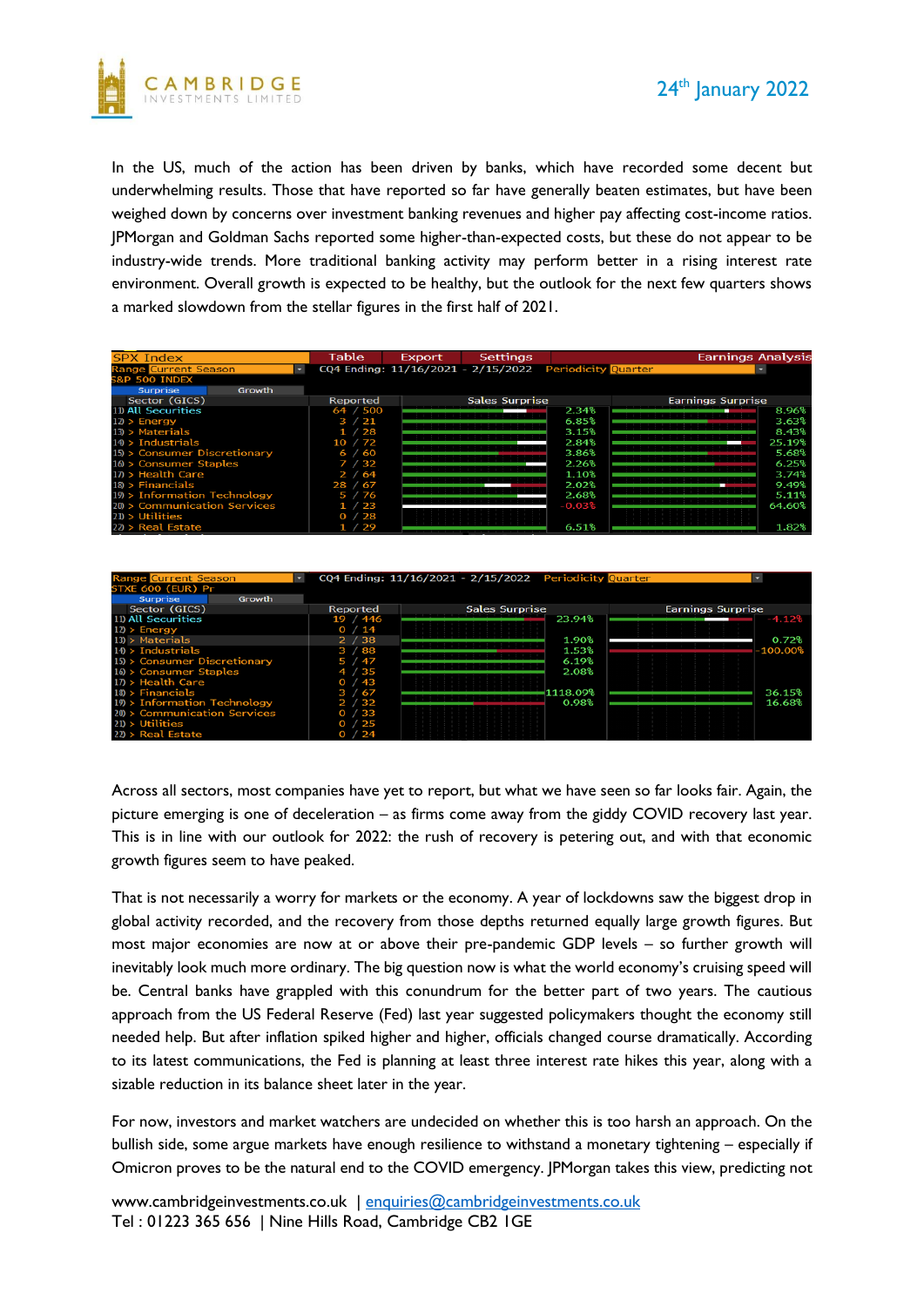In the US, much of the action has been driven by banks, which have recorded some decent but underwhelming results. Those that have reported so far have generally beaten estimates, but have been weighed down by concerns over investment banking revenues and higher pay affecting cost-income ratios. JPMorgan and Goldman Sachs reported some higher-than-expected costs, but these do not appear to be industry-wide trends. More traditional banking activity may perform better in a rising interest rate environment. Overall growth is expected to be healthy, but the outlook for the next few quarters shows a marked slowdown from the stellar figures in the first half of 2021.

SPX Index | Range: Current Season | CQ4 Ending: 11/16/2021 - 2/15/2022 | Periodicity: Quarter | Earnings Analysis

S&P 500 INDEX

| Sector (GICS) | Reported | Sales Surprise | Earnings Surprise |
|---|---|---|---|
| 11) All Securities | 64 / 500 | 2.34% | 8.96% |
| 12) > Energy | 3 / 21 | 6.85% | 3.63% |
| 13) > Materials | 1 / 28 | 3.15% | 8.43% |
| 14) > Industrials | 10 / 72 | 2.84% | 25.19% |
| 15) > Consumer Discretionary | 6 / 60 | 3.86% | 5.68% |
| 16) > Consumer Staples | 7 / 32 | 2.26% | 6.25% |
| 17) > Health Care | 2 / 64 | 1.10% | 3.74% |
| 18) > Financials | 28 / 67 | 2.02% | 9.49% |
| 19) > Information Technology | 5 / 76 | 2.68% | 5.11% |
| 20) > Communication Services | 1 / 23 | -0.03% | 64.60% |
| 21) > Utilities | 0 / 28 | | |
| 22) > Real Estate | 1 / 29 | 6.51% | 1.82% |

Range: Current Season | CQ4 Ending: 11/16/2021 - 2/15/2022 | Periodicity: Quarter

STXE 600 (EUR) Pr

| Sector (GICS) | Reported | Sales Surprise | Earnings Surprise |
|---|---|---|---|
| 11) All Securities | 19 / 446 | 23.94% | -4.12% |
| 12) > Energy | 0 / 14 | | |
| 13) > Materials | 2 / 38 | 1.90% | 0.72% |
| 14) > Industrials | 3 / 88 | 1.53% | -100.00% |
| 15) > Consumer Discretionary | 5 / 47 | 6.19% | |
| 16) > Consumer Staples | 4 / 35 | 2.08% | |
| 17) > Health Care | 0 / 43 | | |
| 18) > Financials | 3 / 67 | 1118.09% | 36.15% |
| 19) > Information Technology | 2 / 32 | 0.98% | 16.68% |
| 20) > Communication Services | 0 / 33 | | |
| 21) > Utilities | 0 / 25 | | |
| 22) > Real Estate | 0 / 24 | | |

Across all sectors, most companies have yet to report, but what we have seen so far looks fair. Again, the picture emerging is one of deceleration – as firms come away from the giddy COVID recovery last year. This is in line with our outlook for 2022: the rush of recovery is petering out, and with that economic growth figures seem to have peaked.

That is not necessarily a worry for markets or the economy. A year of lockdowns saw the biggest drop in global activity recorded, and the recovery from those depths returned equally large growth figures. But most major economies are now at or above their pre-pandemic GDP levels – so further growth will inevitably look much more ordinary. The big question now is what the world economy's cruising speed will be. Central banks have grappled with this conundrum for the better part of two years. The cautious approach from the US Federal Reserve (Fed) last year suggested policymakers thought the economy still needed help. But after inflation spiked higher and higher, officials changed course dramatically. According to its latest communications, the Fed is planning at least three interest rate hikes this year, along with a sizable reduction in its balance sheet later in the year.

For now, investors and market watchers are undecided on whether this is too harsh an approach. On the bullish side, some argue markets have enough resilience to withstand a monetary tightening – especially if Omicron proves to be the natural end to the COVID emergency. JPMorgan takes this view, predicting not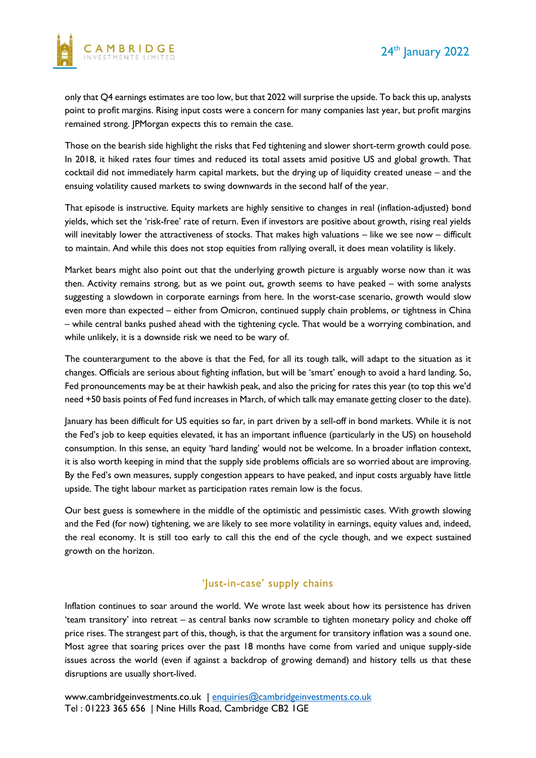only that Q4 earnings estimates are too low, but that 2022 will surprise the upside. To back this up, analysts point to profit margins. Rising input costs were a concern for many companies last year, but profit margins remained strong. JPMorgan expects this to remain the case.

Those on the bearish side highlight the risks that Fed tightening and slower short-term growth could pose. In 2018, it hiked rates four times and reduced its total assets amid positive US and global growth. That cocktail did not immediately harm capital markets, but the drying up of liquidity created unease – and the ensuing volatility caused markets to swing downwards in the second half of the year.

That episode is instructive. Equity markets are highly sensitive to changes in real (inflation-adjusted) bond yields, which set the 'risk-free' rate of return. Even if investors are positive about growth, rising real yields will inevitably lower the attractiveness of stocks. That makes high valuations – like we see now – difficult to maintain. And while this does not stop equities from rallying overall, it does mean volatility is likely.

Market bears might also point out that the underlying growth picture is arguably worse now than it was then. Activity remains strong, but as we point out, growth seems to have peaked – with some analysts suggesting a slowdown in corporate earnings from here. In the worst-case scenario, growth would slow even more than expected – either from Omicron, continued supply chain problems, or tightness in China – while central banks pushed ahead with the tightening cycle. That would be a worrying combination, and while unlikely, it is a downside risk we need to be wary of.

The counterargument to the above is that the Fed, for all its tough talk, will adapt to the situation as it changes. Officials are serious about fighting inflation, but will be 'smart' enough to avoid a hard landing. So, Fed pronouncements may be at their hawkish peak, and also the pricing for rates this year (to top this we'd need +50 basis points of Fed fund increases in March, of which talk may emanate getting closer to the date).

January has been difficult for US equities so far, in part driven by a sell-off in bond markets. While it is not the Fed's job to keep equities elevated, it has an important influence (particularly in the US) on household consumption. In this sense, an equity 'hard landing' would not be welcome. In a broader inflation context, it is also worth keeping in mind that the supply side problems officials are so worried about are improving. By the Fed's own measures, supply congestion appears to have peaked, and input costs arguably have little upside. The tight labour market as participation rates remain low is the focus.

Our best guess is somewhere in the middle of the optimistic and pessimistic cases. With growth slowing and the Fed (for now) tightening, we are likely to see more volatility in earnings, equity values and, indeed, the real economy. It is still too early to call this the end of the cycle though, and we expect sustained growth on the horizon.

## 'Just-in-case' supply chains

Inflation continues to soar around the world. We wrote last week about how its persistence has driven 'team transitory' into retreat – as central banks now scramble to tighten monetary policy and choke off price rises. The strangest part of this, though, is that the argument for transitory inflation was a sound one. Most agree that soaring prices over the past 18 months have come from varied and unique supply-side issues across the world (even if against a backdrop of growing demand) and history tells us that these disruptions are usually short-lived.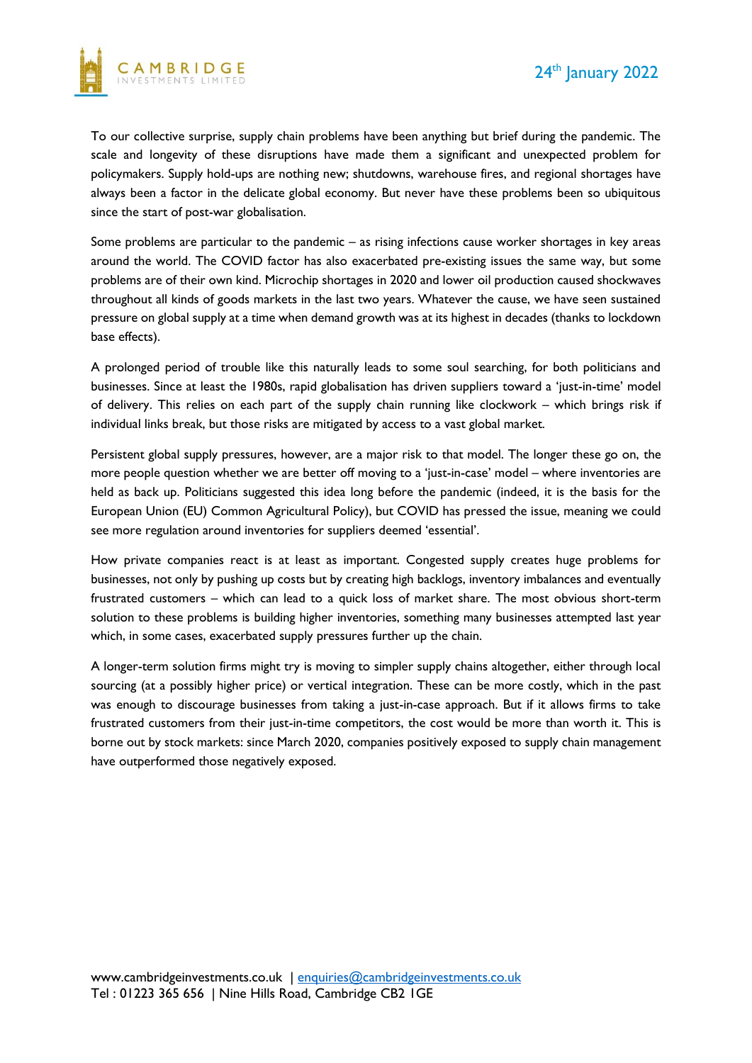To our collective surprise, supply chain problems have been anything but brief during the pandemic. The scale and longevity of these disruptions have made them a significant and unexpected problem for policymakers. Supply hold-ups are nothing new; shutdowns, warehouse fires, and regional shortages have always been a factor in the delicate global economy. But never have these problems been so ubiquitous since the start of post-war globalisation.

Some problems are particular to the pandemic – as rising infections cause worker shortages in key areas around the world. The COVID factor has also exacerbated pre-existing issues the same way, but some problems are of their own kind. Microchip shortages in 2020 and lower oil production caused shockwaves throughout all kinds of goods markets in the last two years. Whatever the cause, we have seen sustained pressure on global supply at a time when demand growth was at its highest in decades (thanks to lockdown base effects).

A prolonged period of trouble like this naturally leads to some soul searching, for both politicians and businesses. Since at least the 1980s, rapid globalisation has driven suppliers toward a 'just-in-time' model of delivery. This relies on each part of the supply chain running like clockwork – which brings risk if individual links break, but those risks are mitigated by access to a vast global market.

Persistent global supply pressures, however, are a major risk to that model. The longer these go on, the more people question whether we are better off moving to a 'just-in-case' model – where inventories are held as back up. Politicians suggested this idea long before the pandemic (indeed, it is the basis for the European Union (EU) Common Agricultural Policy), but COVID has pressed the issue, meaning we could see more regulation around inventories for suppliers deemed 'essential'.

How private companies react is at least as important. Congested supply creates huge problems for businesses, not only by pushing up costs but by creating high backlogs, inventory imbalances and eventually frustrated customers – which can lead to a quick loss of market share. The most obvious short-term solution to these problems is building higher inventories, something many businesses attempted last year which, in some cases, exacerbated supply pressures further up the chain.

A longer-term solution firms might try is moving to simpler supply chains altogether, either through local sourcing (at a possibly higher price) or vertical integration. These can be more costly, which in the past was enough to discourage businesses from taking a just-in-case approach. But if it allows firms to take frustrated customers from their just-in-time competitors, the cost would be more than worth it. This is borne out by stock markets: since March 2020, companies positively exposed to supply chain management have outperformed those negatively exposed.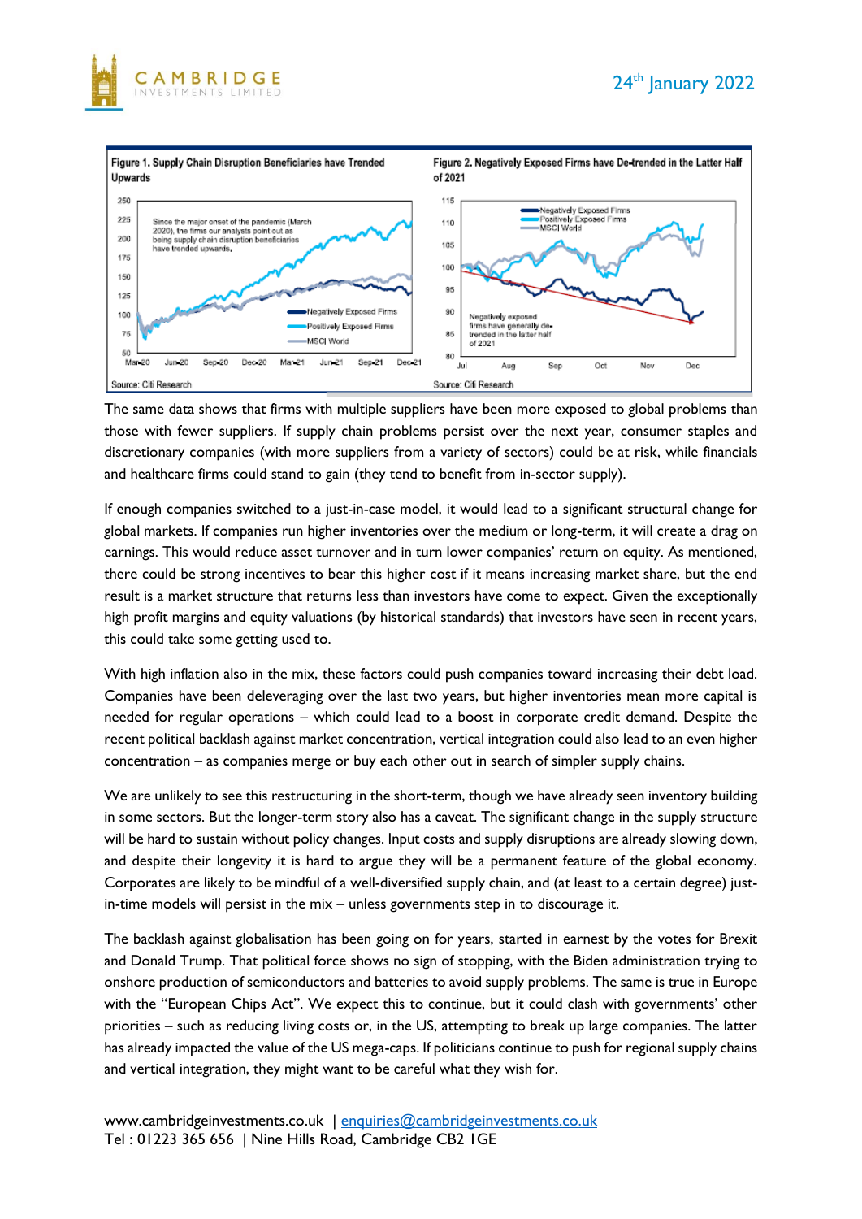**Figure 1. Supply Chain Disruption Beneficiaries have Trended Upwards**

Since the major onset of the pandemic (March 2020), the firms our analysts point out as being supply chain disruption beneficiaries have trended upwards.

Source: Citi Research

**Figure 2. Negatively Exposed Firms have De-trended in the Latter Half of 2021**

Negatively exposed firms have generally de-trended in the latter half of 2021

Source: Citi Research

The same data shows that firms with multiple suppliers have been more exposed to global problems than those with fewer suppliers. If supply chain problems persist over the next year, consumer staples and discretionary companies (with more suppliers from a variety of sectors) could be at risk, while financials and healthcare firms could stand to gain (they tend to benefit from in-sector supply).

If enough companies switched to a just-in-case model, it would lead to a significant structural change for global markets. If companies run higher inventories over the medium or long-term, it will create a drag on earnings. This would reduce asset turnover and in turn lower companies' return on equity. As mentioned, there could be strong incentives to bear this higher cost if it means increasing market share, but the end result is a market structure that returns less than investors have come to expect. Given the exceptionally high profit margins and equity valuations (by historical standards) that investors have seen in recent years, this could take some getting used to.

With high inflation also in the mix, these factors could push companies toward increasing their debt load. Companies have been deleveraging over the last two years, but higher inventories mean more capital is needed for regular operations – which could lead to a boost in corporate credit demand. Despite the recent political backlash against market concentration, vertical integration could also lead to an even higher concentration – as companies merge or buy each other out in search of simpler supply chains.

We are unlikely to see this restructuring in the short-term, though we have already seen inventory building in some sectors. But the longer-term story also has a caveat. The significant change in the supply structure will be hard to sustain without policy changes. Input costs and supply disruptions are already slowing down, and despite their longevity it is hard to argue they will be a permanent feature of the global economy. Corporates are likely to be mindful of a well-diversified supply chain, and (at least to a certain degree) just-in-time models will persist in the mix – unless governments step in to discourage it.

The backlash against globalisation has been going on for years, started in earnest by the votes for Brexit and Donald Trump. That political force shows no sign of stopping, with the Biden administration trying to onshore production of semiconductors and batteries to avoid supply problems. The same is true in Europe with the "European Chips Act". We expect this to continue, but it could clash with governments' other priorities – such as reducing living costs or, in the US, attempting to break up large companies. The latter has already impacted the value of the US mega-caps. If politicians continue to push for regional supply chains and vertical integration, they might want to be careful what they wish for.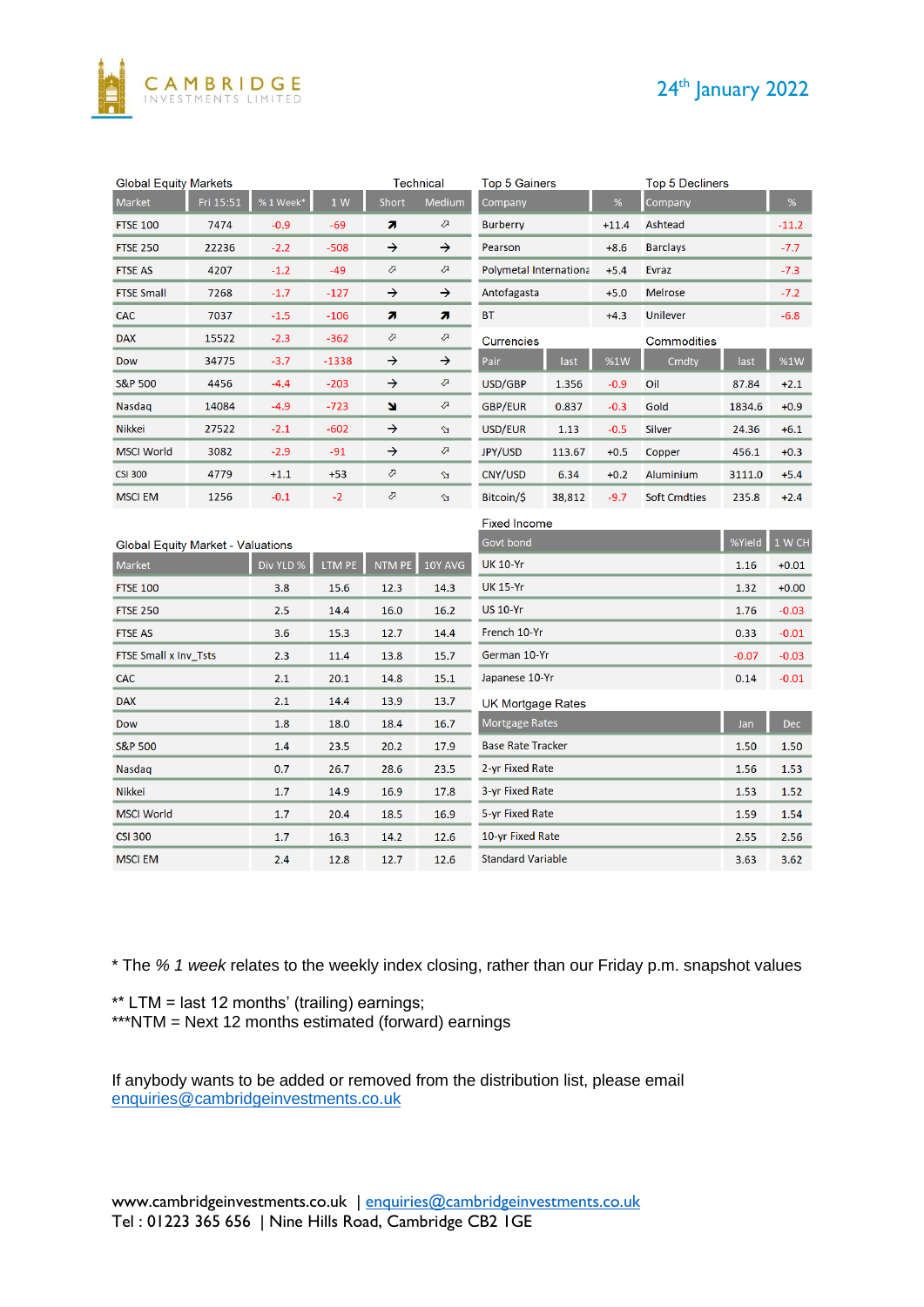CAMBRIDGE INVESTMENTS LIMITED

24th January 2022

### Global Equity Markets

| Market | Fri 15:51 | % 1 Week* | 1 W | Short | Medium |
|---|---|---|---|---|---|
| FTSE 100 | 7474 | -0.9 | -69 | ↗ | ⬀ |
| FTSE 250 | 22236 | -2.2 | -508 | → | → |
| FTSE AS | 4207 | -1.2 | -49 | ⬀ | ⬀ |
| FTSE Small | 7268 | -1.7 | -127 | → | → |
| CAC | 7037 | -1.5 | -106 | ↗ | ↗ |
| DAX | 15522 | -2.3 | -362 | ⬀ | ⬀ |
| Dow | 34775 | -3.7 | -1338 | → | → |
| S&P 500 | 4456 | -4.4 | -203 | → | ⬀ |
| Nasdaq | 14084 | -4.9 | -723 | ↘ | ⬀ |
| Nikkei | 27522 | -2.1 | -602 | → | ⬂ |
| MSCI World | 3082 | -2.9 | -91 | → | ⬀ |
| CSI 300 | 4779 | +1.1 | +53 | ⬀ | ⬂ |
| MSCI EM | 1256 | -0.1 | -2 | ⬀ | ⬂ |

### Top 5 Gainers

| Company | % |
|---|---|
| Burberry | +11.4 |
| Pearson | +8.6 |
| Polymetal Internationa | +5.4 |
| Antofagasta | +5.0 |
| BT | +4.3 |

### Top 5 Decliners

| Company | % |
|---|---|
| Ashtead | -11.2 |
| Barclays | -7.7 |
| Evraz | -7.3 |
| Melrose | -7.2 |
| Unilever | -6.8 |

### Currencies

| Pair | last | %1W |
|---|---|---|
| USD/GBP | 1.356 | -0.9 |
| GBP/EUR | 0.837 | -0.3 |
| USD/EUR | 1.13 | -0.5 |
| JPY/USD | 113.67 | +0.5 |
| CNY/USD | 6.34 | +0.2 |
| Bitcoin/$ | 38,812 | -9.7 |

### Commodities

| Cmdty | last | %1W |
|---|---|---|
| Oil | 87.84 | +2.1 |
| Gold | 1834.6 | +0.9 |
| Silver | 24.36 | +6.1 |
| Copper | 456.1 | +0.3 |
| Aluminium | 3111.0 | +5.4 |
| Soft Cmdties | 235.8 | +2.4 |

### Global Equity Market - Valuations

| Market | Div YLD % | LTM PE | NTM PE | 10Y AVG |
|---|---|---|---|---|
| FTSE 100 | 3.8 | 15.6 | 12.3 | 14.3 |
| FTSE 250 | 2.5 | 14.4 | 16.0 | 16.2 |
| FTSE AS | 3.6 | 15.3 | 12.7 | 14.4 |
| FTSE Small x Inv_Tsts | 2.3 | 11.4 | 13.8 | 15.7 |
| CAC | 2.1 | 20.1 | 14.8 | 15.1 |
| DAX | 2.1 | 14.4 | 13.9 | 13.7 |
| Dow | 1.8 | 18.0 | 18.4 | 16.7 |
| S&P 500 | 1.4 | 23.5 | 20.2 | 17.9 |
| Nasdaq | 0.7 | 26.7 | 28.6 | 23.5 |
| Nikkei | 1.7 | 14.9 | 16.9 | 17.8 |
| MSCI World | 1.7 | 20.4 | 18.5 | 16.9 |
| CSI 300 | 1.7 | 16.3 | 14.2 | 12.6 |
| MSCI EM | 2.4 | 12.8 | 12.7 | 12.6 |

### Fixed Income

| Govt bond | %Yield | 1 W CH |
|---|---|---|
| UK 10-Yr | 1.16 | +0.01 |
| UK 15-Yr | 1.32 | +0.00 |
| US 10-Yr | 1.76 | -0.03 |
| French 10-Yr | 0.33 | -0.01 |
| German 10-Yr | -0.07 | -0.03 |
| Japanese 10-Yr | 0.14 | -0.01 |

### UK Mortgage Rates

| Mortgage Rates | Jan | Dec |
|---|---|---|
| Base Rate Tracker | 1.50 | 1.50 |
| 2-yr Fixed Rate | 1.56 | 1.53 |
| 3-yr Fixed Rate | 1.53 | 1.52 |
| 5-yr Fixed Rate | 1.59 | 1.54 |
| 10-yr Fixed Rate | 2.55 | 2.56 |
| Standard Variable | 3.63 | 3.62 |

* The *% 1 week* relates to the weekly index closing, rather than our Friday p.m. snapshot values

** LTM = last 12 months' (trailing) earnings;
***NTM = Next 12 months estimated (forward) earnings

If anybody wants to be added or removed from the distribution list, please email enquiries@cambridgeinvestments.co.uk

www.cambridgeinvestments.co.uk | enquiries@cambridgeinvestments.co.uk
Tel : 01223 365 656 | Nine Hills Road, Cambridge CB2 1GE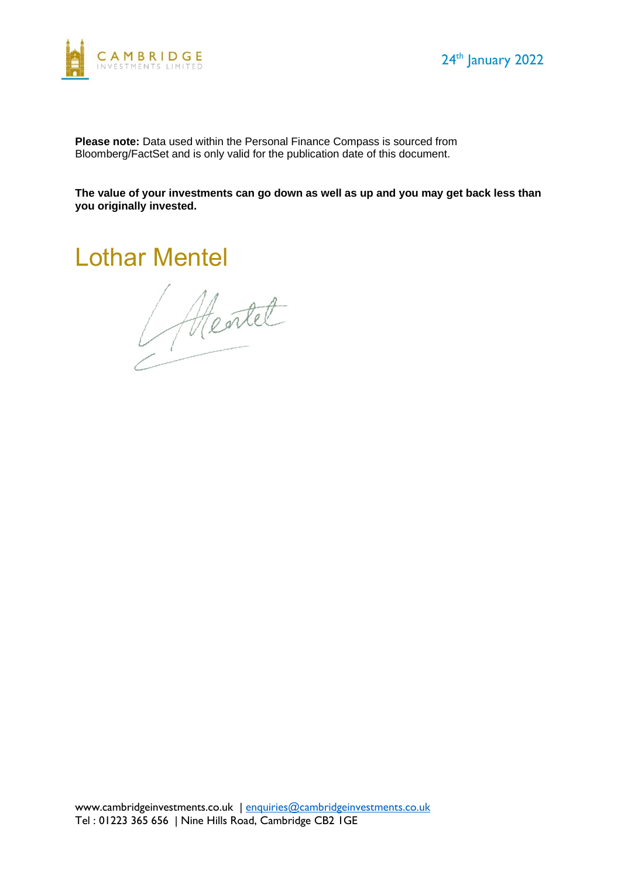**Please note:** Data used within the Personal Finance Compass is sourced from Bloomberg/FactSet and is only valid for the publication date of this document.

**The value of your investments can go down as well as up and you may get back less than you originally invested.**

Lothar Mentel

www.cambridgeinvestments.co.uk | enquiries@cambridgeinvestments.co.uk
Tel : 01223 365 656 | Nine Hills Road, Cambridge CB2 1GE